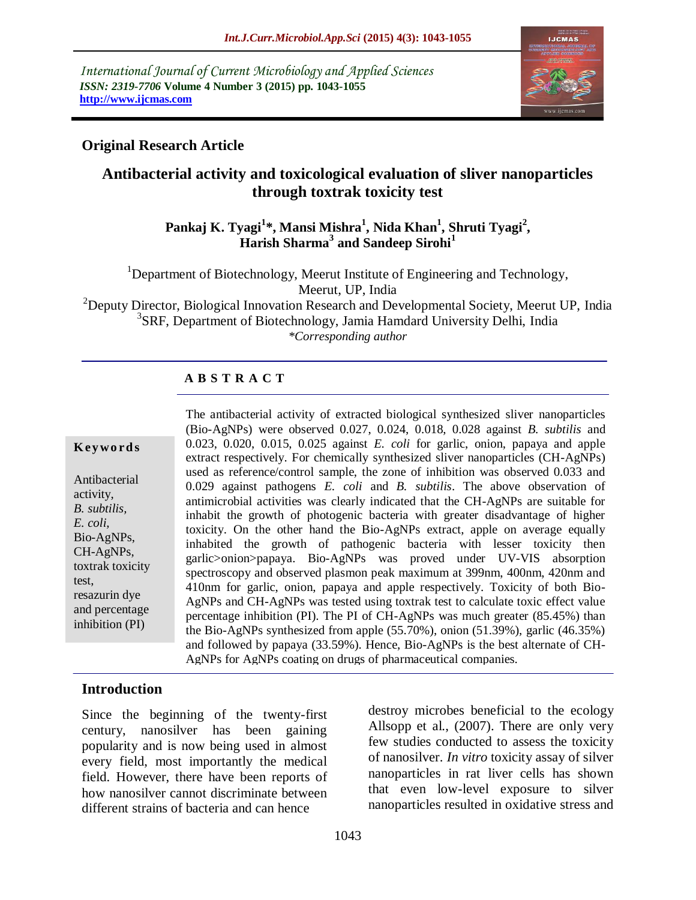International Journal of Current Microbiology and Applied Sciences
*ISSN: 2319-7706* **Volume 4 Number 3 (2015) pp. 1043-1055**
**http://www.ijcmas.com**

**Original Research Article**

# Antibacterial activity and toxicological evaluation of sliver nanoparticles through toxtrak toxicity test

**Pankaj K. Tyagi[1]\*, Mansi Mishra[1], Nida Khan[1], Shruti Tyagi[2], Harish Sharma[3] and Sandeep Sirohi[1]**

[1]Department of Biotechnology, Meerut Institute of Engineering and Technology, Meerut, UP, India
[2]Deputy Director, Biological Innovation Research and Developmental Society, Meerut UP, India
[3]SRF, Department of Biotechnology, Jamia Hamdard University Delhi, India
*\*Corresponding author*

## A B S T R A C T

**Keywords**

Antibacterial activity, *B. subtilis*, *E. coli*, Bio-AgNPs, CH-AgNPs, toxtrak toxicity test, resazurin dye and percentage inhibition (PI)

The antibacterial activity of extracted biological synthesized sliver nanoparticles (Bio-AgNPs) were observed 0.027, 0.024, 0.018, 0.028 against *B. subtilis* and 0.023, 0.020, 0.015, 0.025 against *E. coli* for garlic, onion, papaya and apple extract respectively. For chemically synthesized sliver nanoparticles (CH-AgNPs) used as reference/control sample, the zone of inhibition was observed 0.033 and 0.029 against pathogens *E. coli* and *B. subtilis*. The above observation of antimicrobial activities was clearly indicated that the CH-AgNPs are suitable for inhabit the growth of photogenic bacteria with greater disadvantage of higher toxicity. On the other hand the Bio-AgNPs extract, apple on average equally inhabited the growth of pathogenic bacteria with lesser toxicity then garlic>onion>papaya. Bio-AgNPs was proved under UV-VIS absorption spectroscopy and observed plasmon peak maximum at 399nm, 400nm, 420nm and 410nm for garlic, onion, papaya and apple respectively. Toxicity of both Bio-AgNPs and CH-AgNPs was tested using toxtrak test to calculate toxic effect value percentage inhibition (PI). The PI of CH-AgNPs was much greater (85.45%) than the Bio-AgNPs synthesized from apple (55.70%), onion (51.39%), garlic (46.35%) and followed by papaya (33.59%). Hence, Bio-AgNPs is the best alternate of CH-AgNPs for AgNPs coating on drugs of pharmaceutical companies.

## Introduction

Since the beginning of the twenty-first century, nanosilver has been gaining popularity and is now being used in almost every field, most importantly the medical field. However, there have been reports of how nanosilver cannot discriminate between different strains of bacteria and can hence destroy microbes beneficial to the ecology Allsopp et al., (2007). There are only very few studies conducted to assess the toxicity of nanosilver. *In vitro* toxicity assay of silver nanoparticles in rat liver cells has shown that even low-level exposure to silver nanoparticles resulted in oxidative stress and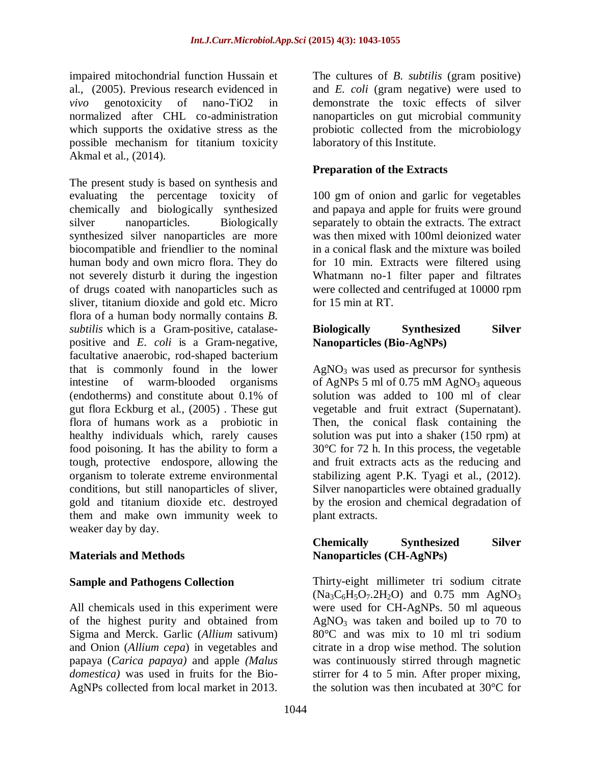impaired mitochondrial function Hussain et al., (2005). Previous research evidenced in *vivo* genotoxicity of nano-TiO2 in normalized after CHL co-administration which supports the oxidative stress as the possible mechanism for titanium toxicity Akmal et al., (2014).

The present study is based on synthesis and evaluating the percentage toxicity of chemically and biologically synthesized silver nanoparticles. Biologically synthesized silver nanoparticles are more biocompatible and friendlier to the nominal human body and own micro flora. They do not severely disturb it during the ingestion of drugs coated with nanoparticles such as sliver, titanium dioxide and gold etc. Micro flora of a human body normally contains *B. subtilis* which is a Gram-positive, catalase-positive and *E. coli* is a Gram-negative, facultative anaerobic, rod-shaped bacterium that is commonly found in the lower intestine of warm-blooded organisms (endotherms) and constitute about 0.1% of gut flora Eckburg et al., (2005) . These gut flora of humans work as a probiotic in healthy individuals which, rarely causes food poisoning. It has the ability to form a tough, protective endospore, allowing the organism to tolerate extreme environmental conditions, but still nanoparticles of sliver, gold and titanium dioxide etc. destroyed them and make own immunity week to weaker day by day.

## Materials and Methods

### Sample and Pathogens Collection

All chemicals used in this experiment were of the highest purity and obtained from Sigma and Merck. Garlic (*Allium* sativum) and Onion (*Allium cepa*) in vegetables and papaya (*Carica papaya)* and apple *(Malus domestica)* was used in fruits for the Bio-AgNPs collected from local market in 2013.

The cultures of *B. subtilis* (gram positive) and *E. coli* (gram negative) were used to demonstrate the toxic effects of silver nanoparticles on gut microbial community probiotic collected from the microbiology laboratory of this Institute.

### Preparation of the Extracts

100 gm of onion and garlic for vegetables and papaya and apple for fruits were ground separately to obtain the extracts. The extract was then mixed with 100ml deionized water in a conical flask and the mixture was boiled for 10 min. Extracts were filtered using Whatmann no-1 filter paper and filtrates were collected and centrifuged at 10000 rpm for 15 min at RT.

### Biologically Synthesized Silver Nanoparticles (Bio-AgNPs)

$AgNO_3$ was used as precursor for synthesis of AgNPs 5 ml of 0.75 mM $AgNO_3$ aqueous solution was added to 100 ml of clear vegetable and fruit extract (Supernatant). Then, the conical flask containing the solution was put into a shaker (150 rpm) at 30°C for 72 h. In this process, the vegetable and fruit extracts acts as the reducing and stabilizing agent P.K. Tyagi et al., (2012). Silver nanoparticles were obtained gradually by the erosion and chemical degradation of plant extracts.

### Chemically Synthesized Silver Nanoparticles (CH-AgNPs)

Thirty-eight millimeter tri sodium citrate ($Na_3C_6H_5O_7.2H_2O$) and 0.75 mm $AgNO_3$ were used for CH-AgNPs. 50 ml aqueous $AgNO_3$ was taken and boiled up to 70 to 80°C and was mix to 10 ml tri sodium citrate in a drop wise method. The solution was continuously stirred through magnetic stirrer for 4 to 5 min. After proper mixing, the solution was then incubated at 30°C for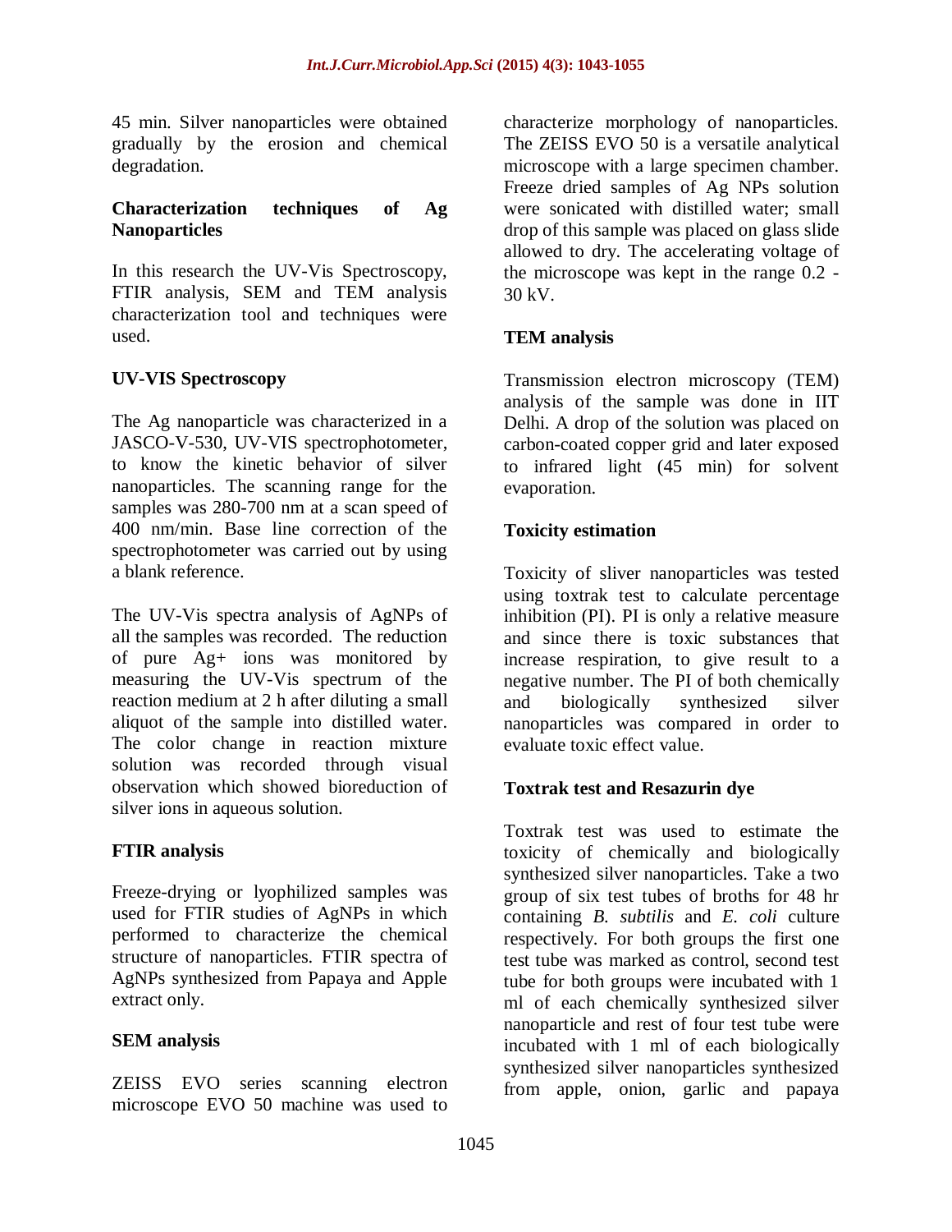45 min. Silver nanoparticles were obtained gradually by the erosion and chemical degradation.

### Characterization techniques of Ag Nanoparticles

In this research the UV-Vis Spectroscopy, FTIR analysis, SEM and TEM analysis characterization tool and techniques were used.

### UV-VIS Spectroscopy

The Ag nanoparticle was characterized in a JASCO-V-530, UV-VIS spectrophotometer, to know the kinetic behavior of silver nanoparticles. The scanning range for the samples was 280-700 nm at a scan speed of 400 nm/min. Base line correction of the spectrophotometer was carried out by using a blank reference.

The UV-Vis spectra analysis of AgNPs of all the samples was recorded. The reduction of pure $Ag^+$ ions was monitored by measuring the UV-Vis spectrum of the reaction medium at 2 h after diluting a small aliquot of the sample into distilled water. The color change in reaction mixture solution was recorded through visual observation which showed bioreduction of silver ions in aqueous solution.

### FTIR analysis

Freeze-drying or lyophilized samples was used for FTIR studies of AgNPs in which performed to characterize the chemical structure of nanoparticles. FTIR spectra of AgNPs synthesized from Papaya and Apple extract only.

### SEM analysis

ZEISS EVO series scanning electron microscope EVO 50 machine was used to characterize morphology of nanoparticles. The ZEISS EVO 50 is a versatile analytical microscope with a large specimen chamber. Freeze dried samples of Ag NPs solution were sonicated with distilled water; small drop of this sample was placed on glass slide allowed to dry. The accelerating voltage of the microscope was kept in the range 0.2 - 30 kV.

### TEM analysis

Transmission electron microscopy (TEM) analysis of the sample was done in IIT Delhi. A drop of the solution was placed on carbon-coated copper grid and later exposed to infrared light (45 min) for solvent evaporation.

### Toxicity estimation

Toxicity of sliver nanoparticles was tested using toxtrak test to calculate percentage inhibition (PI). PI is only a relative measure and since there is toxic substances that increase respiration, to give result to a negative number. The PI of both chemically and biologically synthesized silver nanoparticles was compared in order to evaluate toxic effect value.

### Toxtrak test and Resazurin dye

Toxtrak test was used to estimate the toxicity of chemically and biologically synthesized silver nanoparticles. Take a two group of six test tubes of broths for 48 hr containing *B. subtilis* and *E. coli* culture respectively. For both groups the first one test tube was marked as control, second test tube for both groups were incubated with 1 ml of each chemically synthesized silver nanoparticle and rest of four test tube were incubated with 1 ml of each biologically synthesized silver nanoparticles synthesized from apple, onion, garlic and papaya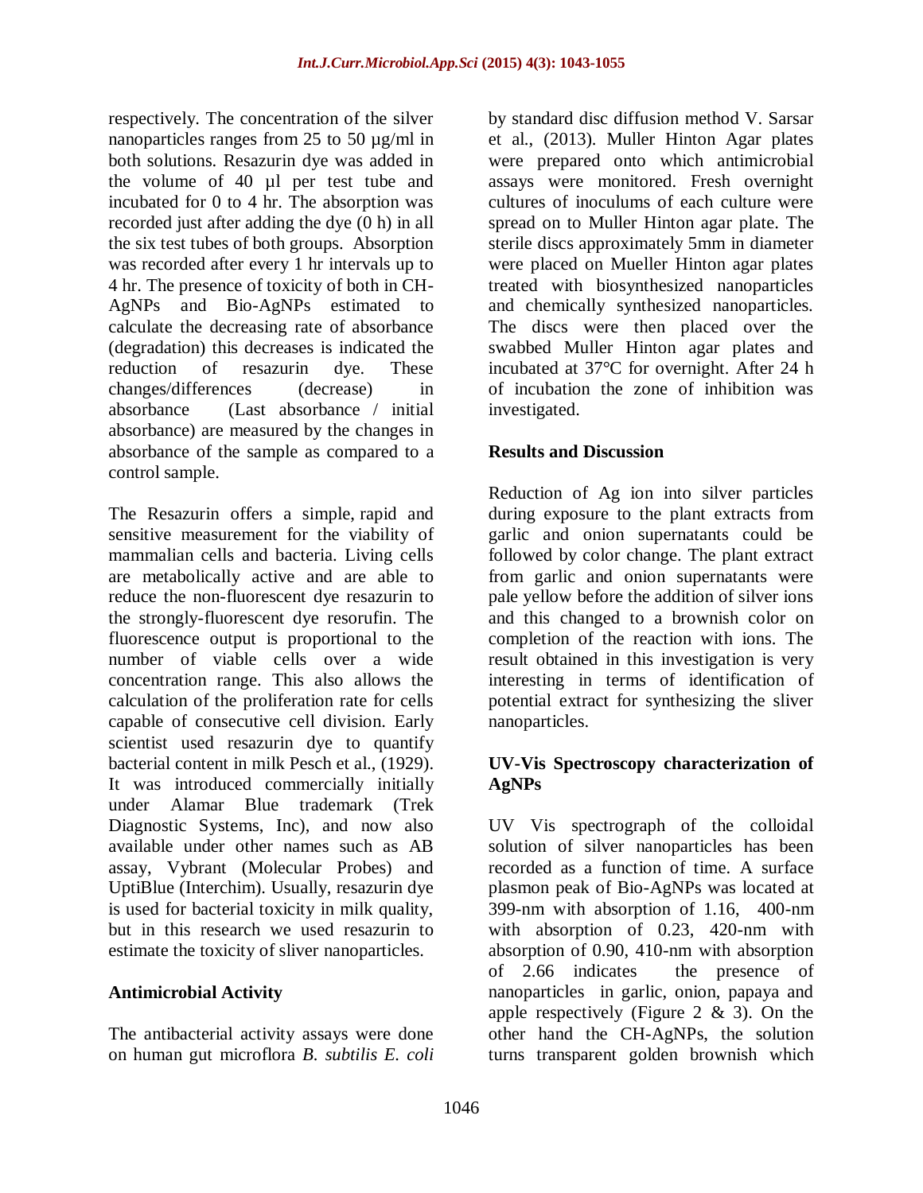respectively. The concentration of the silver nanoparticles ranges from 25 to 50 µg/ml in both solutions. Resazurin dye was added in the volume of 40 µl per test tube and incubated for 0 to 4 hr. The absorption was recorded just after adding the dye (0 h) in all the six test tubes of both groups. Absorption was recorded after every 1 hr intervals up to 4 hr. The presence of toxicity of both in CH-AgNPs and Bio-AgNPs estimated to calculate the decreasing rate of absorbance (degradation) this decreases is indicated the reduction of resazurin dye. These changes/differences (decrease) in absorbance (Last absorbance / initial absorbance) are measured by the changes in absorbance of the sample as compared to a control sample.

The Resazurin offers a simple, rapid and sensitive measurement for the viability of mammalian cells and bacteria. Living cells are metabolically active and are able to reduce the non-fluorescent dye resazurin to the strongly-fluorescent dye resorufin. The fluorescence output is proportional to the number of viable cells over a wide concentration range. This also allows the calculation of the proliferation rate for cells capable of consecutive cell division. Early scientist used resazurin dye to quantify bacterial content in milk Pesch et al., (1929). It was introduced commercially initially under Alamar Blue trademark (Trek Diagnostic Systems, Inc), and now also available under other names such as AB assay, Vybrant (Molecular Probes) and UptiBlue (Interchim). Usually, resazurin dye is used for bacterial toxicity in milk quality, but in this research we used resazurin to estimate the toxicity of sliver nanoparticles.

## Antimicrobial Activity

The antibacterial activity assays were done on human gut microflora *B. subtilis E. coli* by standard disc diffusion method V. Sarsar et al., (2013). Muller Hinton Agar plates were prepared onto which antimicrobial assays were monitored. Fresh overnight cultures of inoculums of each culture were spread on to Muller Hinton agar plate. The sterile discs approximately 5mm in diameter were placed on Mueller Hinton agar plates treated with biosynthesized nanoparticles and chemically synthesized nanoparticles. The discs were then placed over the swabbed Muller Hinton agar plates and incubated at 37°C for overnight. After 24 h of incubation the zone of inhibition was investigated.

## Results and Discussion

Reduction of Ag ion into silver particles during exposure to the plant extracts from garlic and onion supernatants could be followed by color change. The plant extract from garlic and onion supernatants were pale yellow before the addition of silver ions and this changed to a brownish color on completion of the reaction with ions. The result obtained in this investigation is very interesting in terms of identification of potential extract for synthesizing the sliver nanoparticles.

### UV-Vis Spectroscopy characterization of AgNPs

UV Vis spectrograph of the colloidal solution of silver nanoparticles has been recorded as a function of time. A surface plasmon peak of Bio-AgNPs was located at 399-nm with absorption of 1.16, 400-nm with absorption of 0.23, 420-nm with absorption of 0.90, 410-nm with absorption of 2.66 indicates the presence of nanoparticles in garlic, onion, papaya and apple respectively (Figure 2 & 3). On the other hand the CH-AgNPs, the solution turns transparent golden brownish which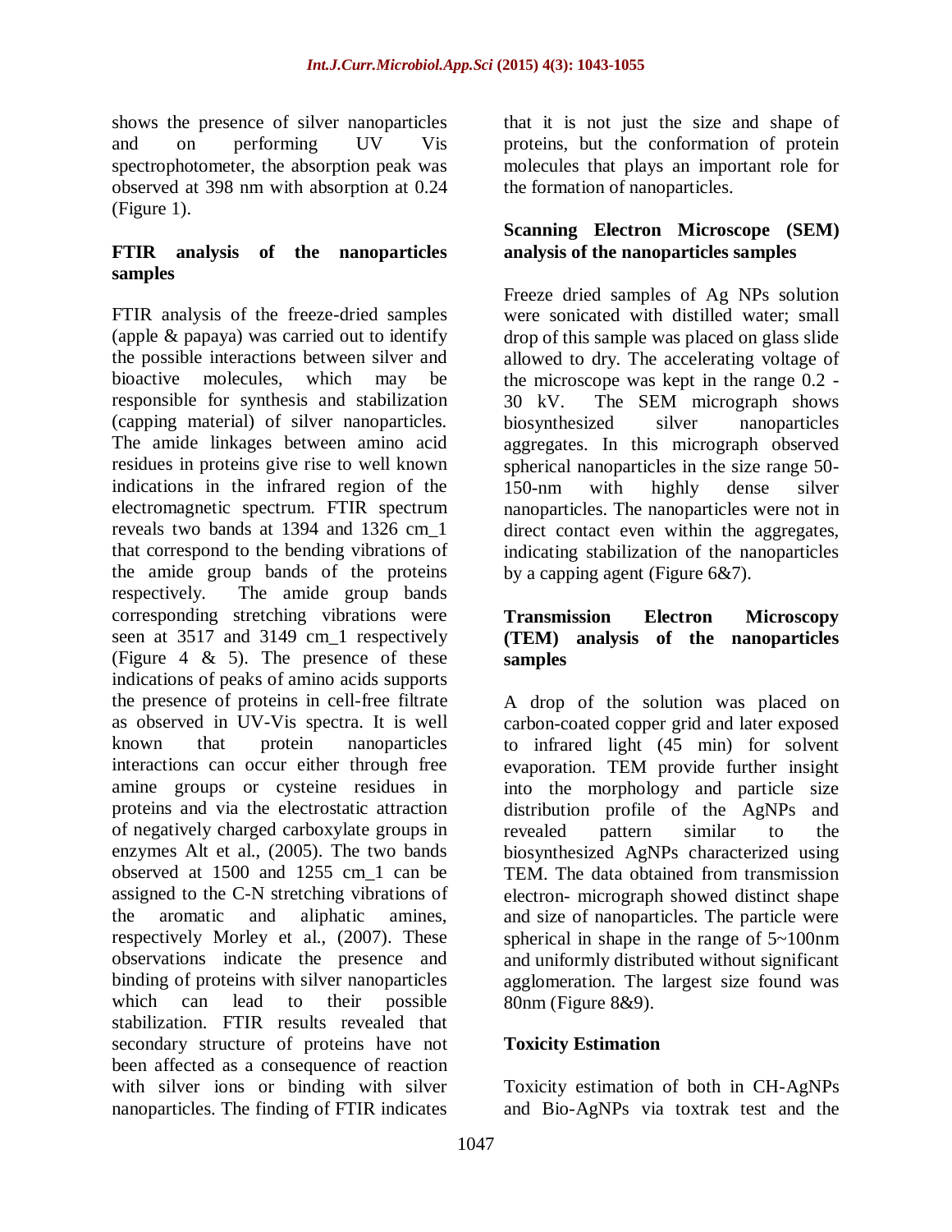shows the presence of silver nanoparticles and on performing UV Vis spectrophotometer, the absorption peak was observed at 398 nm with absorption at 0.24 (Figure 1).

## FTIR analysis of the nanoparticles samples

FTIR analysis of the freeze-dried samples (apple & papaya) was carried out to identify the possible interactions between silver and bioactive molecules, which may be responsible for synthesis and stabilization (capping material) of silver nanoparticles. The amide linkages between amino acid residues in proteins give rise to well known indications in the infrared region of the electromagnetic spectrum. FTIR spectrum reveals two bands at 1394 and 1326 cm_1 that correspond to the bending vibrations of the amide group bands of the proteins respectively. The amide group bands corresponding stretching vibrations were seen at 3517 and 3149 cm_1 respectively (Figure 4 & 5). The presence of these indications of peaks of amino acids supports the presence of proteins in cell-free filtrate as observed in UV-Vis spectra. It is well known that protein nanoparticles interactions can occur either through free amine groups or cysteine residues in proteins and via the electrostatic attraction of negatively charged carboxylate groups in enzymes Alt et al., (2005). The two bands observed at 1500 and 1255 cm_1 can be assigned to the C-N stretching vibrations of the aromatic and aliphatic amines, respectively Morley et al., (2007). These observations indicate the presence and binding of proteins with silver nanoparticles which can lead to their possible stabilization. FTIR results revealed that secondary structure of proteins have not been affected as a consequence of reaction with silver ions or binding with silver nanoparticles. The finding of FTIR indicates that it is not just the size and shape of proteins, but the conformation of protein molecules that plays an important role for the formation of nanoparticles.

## Scanning Electron Microscope (SEM) analysis of the nanoparticles samples

Freeze dried samples of Ag NPs solution were sonicated with distilled water; small drop of this sample was placed on glass slide allowed to dry. The accelerating voltage of the microscope was kept in the range 0.2 - 30 kV. The SEM micrograph shows biosynthesized silver nanoparticles aggregates. In this micrograph observed spherical nanoparticles in the size range 50-150-nm with highly dense silver nanoparticles. The nanoparticles were not in direct contact even within the aggregates, indicating stabilization of the nanoparticles by a capping agent (Figure 6&7).

## Transmission Electron Microscopy (TEM) analysis of the nanoparticles samples

A drop of the solution was placed on carbon-coated copper grid and later exposed to infrared light (45 min) for solvent evaporation. TEM provide further insight into the morphology and particle size distribution profile of the AgNPs and revealed pattern similar to the biosynthesized AgNPs characterized using TEM. The data obtained from transmission electron- micrograph showed distinct shape and size of nanoparticles. The particle were spherical in shape in the range of 5~100nm and uniformly distributed without significant agglomeration. The largest size found was 80nm (Figure 8&9).

## Toxicity Estimation

Toxicity estimation of both in CH-AgNPs and Bio-AgNPs via toxtrak test and the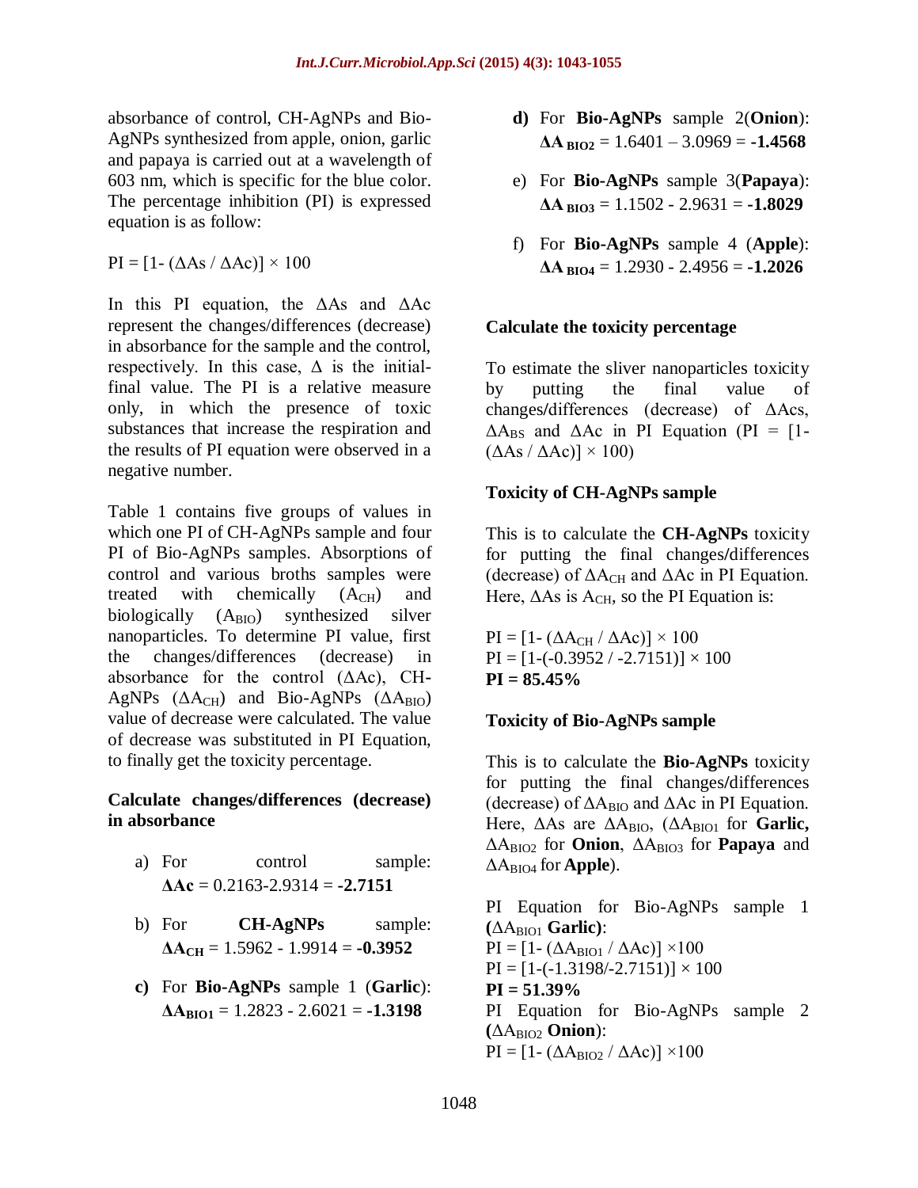absorbance of control, CH-AgNPs and Bio-AgNPs synthesized from apple, onion, garlic and papaya is carried out at a wavelength of 603 nm, which is specific for the blue color. The percentage inhibition (PI) is expressed equation is as follow:

$$PI = [1- (\Delta As / \Delta Ac)] \times 100$$

In this PI equation, the $\Delta As$ and $\Delta Ac$ represent the changes/differences (decrease) in absorbance for the sample and the control, respectively. In this case, $\Delta$ is the initial-final value. The PI is a relative measure only, in which the presence of toxic substances that increase the respiration and the results of PI equation were observed in a negative number.

Table 1 contains five groups of values in which one PI of CH-AgNPs sample and four PI of Bio-AgNPs samples. Absorptions of control and various broths samples were treated with chemically ($A_{CH}$) and biologically ($A_{BIO}$) synthesized silver nanoparticles. To determine PI value, first the changes/differences (decrease) in absorbance for the control ($\Delta Ac$), CH-AgNPs ($\Delta A_{CH}$) and Bio-AgNPs ($\Delta A_{BIO}$) value of decrease were calculated. The value of decrease was substituted in PI Equation, to finally get the toxicity percentage.

**Calculate changes/differences (decrease) in absorbance**

a) For control sample: $\mathbf{\Delta Ac}$ = 0.2163-2.9314 = **-2.7151**

b) For **CH-AgNPs** sample: $\mathbf{\Delta A_{CH}}$ = 1.5962 - 1.9914 = **-0.3952**

**c)** For **Bio-AgNPs** sample 1 (**Garlic**): $\mathbf{\Delta A_{BIO1}}$ = 1.2823 - 2.6021 = **-1.3198**

**d)** For **Bio-AgNPs** sample 2(**Onion**): $\mathbf{\Delta A_{BIO2}}$ = 1.6401 – 3.0969 = **-1.4568**

e) For **Bio-AgNPs** sample 3(**Papaya**): $\mathbf{\Delta A_{BIO3}}$ = 1.1502 - 2.9631 = **-1.8029**

f) For **Bio-AgNPs** sample 4 (**Apple**): $\mathbf{\Delta A_{BIO4}}$ = 1.2930 - 2.4956 = **-1.2026**

**Calculate the toxicity percentage**

To estimate the sliver nanoparticles toxicity by putting the final value of changes/differences (decrease) of $\Delta Acs$, $\Delta A_{BS}$ and $\Delta Ac$ in PI Equation ($PI = [1-(\Delta As / \Delta Ac)] \times 100$)

**Toxicity of CH-AgNPs sample**

This is to calculate the **CH-AgNPs** toxicity for putting the final changes/differences (decrease) of $\Delta A_{CH}$ and $\Delta Ac$ in PI Equation. Here, $\Delta As$ is $A_{CH}$, so the PI Equation is:

$PI = [1- (\Delta A_{CH} / \Delta Ac)] \times 100$
$PI = [1-(-0.3952 / -2.7151)] \times 100$
**PI = 85.45%**

**Toxicity of Bio-AgNPs sample**

This is to calculate the **Bio-AgNPs** toxicity for putting the final changes/differences (decrease) of $\Delta A_{BIO}$ and $\Delta Ac$ in PI Equation. Here, $\Delta As$ are $\Delta A_{BIO}$, ($\Delta A_{BIO1}$ for **Garlic,** $\Delta A_{BIO2}$ for **Onion**, $\Delta A_{BIO3}$ for **Papaya** and $\Delta A_{BIO4}$ for **Apple**).

PI Equation for Bio-AgNPs sample 1 **(**$\Delta A_{BIO1}$ **Garlic)**:
$PI = [1- (\Delta A_{BIO1} / \Delta Ac)] \times 100$
$PI = [1-(-1.3198/-2.7151)] \times 100$
**PI = 51.39%**
PI Equation for Bio-AgNPs sample 2 **(**$\Delta A_{BIO2}$ **Onion)**:
$PI = [1- (\Delta A_{BIO2} / \Delta Ac)] \times 100$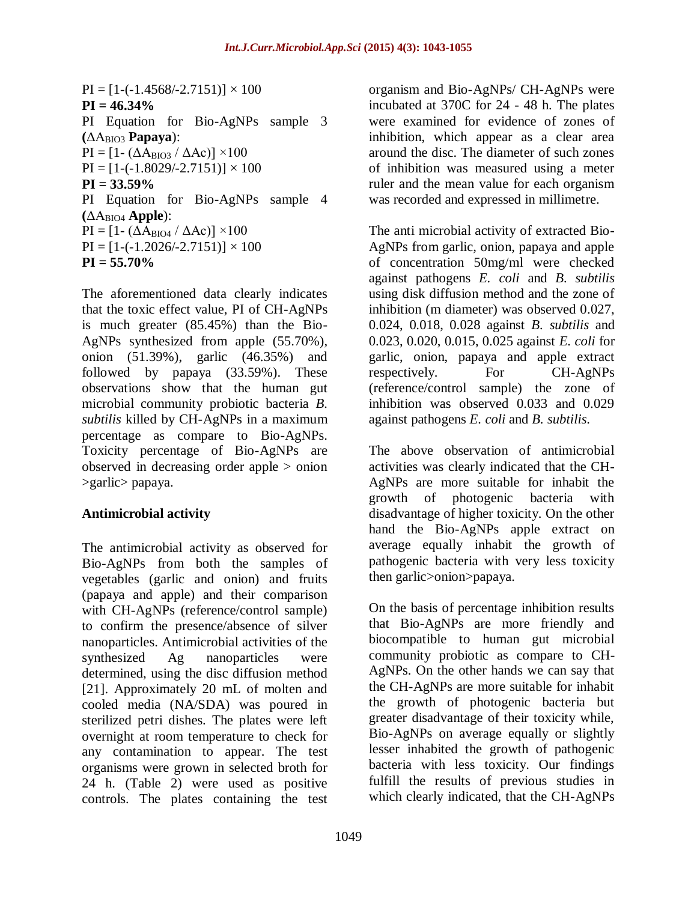$PI = [1-(-1.4568/-2.7151)] \times 100$

**PI = 46.34%**

PI Equation for Bio-AgNPs sample 3 **(**$\Delta A_{BIO3}$ **Papaya)**:

$PI = [1- (\Delta A_{BIO3} / \Delta Ac)] \times 100$

$PI = [1-(-1.8029/-2.7151)] \times 100$

**PI = 33.59%**

PI Equation for Bio-AgNPs sample 4 **(**$\Delta A_{BIO4}$ **Apple)**:

$PI = [1- (\Delta A_{BIO4} / \Delta Ac)] \times 100$

$PI = [1-(-1.2026/-2.7151)] \times 100$

**PI = 55.70%**

The aforementioned data clearly indicates that the toxic effect value, PI of CH-AgNPs is much greater (85.45%) than the Bio-AgNPs synthesized from apple (55.70%), onion (51.39%), garlic (46.35%) and followed by papaya (33.59%). These observations show that the human gut microbial community probiotic bacteria *B. subtilis* killed by CH-AgNPs in a maximum percentage as compare to Bio-AgNPs. Toxicity percentage of Bio-AgNPs are observed in decreasing order apple > onion >garlic> papaya.

### Antimicrobial activity

The antimicrobial activity as observed for Bio-AgNPs from both the samples of vegetables (garlic and onion) and fruits (papaya and apple) and their comparison with CH-AgNPs (reference/control sample) to confirm the presence/absence of silver nanoparticles. Antimicrobial activities of the synthesized Ag nanoparticles were determined, using the disc diffusion method [21]. Approximately 20 mL of molten and cooled media (NA/SDA) was poured in sterilized petri dishes. The plates were left overnight at room temperature to check for any contamination to appear. The test organisms were grown in selected broth for 24 h. (Table 2) were used as positive controls. The plates containing the test organism and Bio-AgNPs/ CH-AgNPs were incubated at 370C for 24 - 48 h. The plates were examined for evidence of zones of inhibition, which appear as a clear area around the disc. The diameter of such zones of inhibition was measured using a meter ruler and the mean value for each organism was recorded and expressed in millimetre.

The anti microbial activity of extracted Bio-AgNPs from garlic, onion, papaya and apple of concentration 50mg/ml were checked against pathogens *E. coli* and *B. subtilis* using disk diffusion method and the zone of inhibition (m diameter) was observed 0.027, 0.024, 0.018, 0.028 against *B. subtilis* and 0.023, 0.020, 0.015, 0.025 against *E. coli* for garlic, onion, papaya and apple extract respectively. For CH-AgNPs (reference/control sample) the zone of inhibition was observed 0.033 and 0.029 against pathogens *E. coli* and *B. subtilis*.

The above observation of antimicrobial activities was clearly indicated that the CH-AgNPs are more suitable for inhabit the growth of photogenic bacteria with disadvantage of higher toxicity. On the other hand the Bio-AgNPs apple extract on average equally inhabit the growth of pathogenic bacteria with very less toxicity then garlic>onion>papaya.

On the basis of percentage inhibition results that Bio-AgNPs are more friendly and biocompatible to human gut microbial community probiotic as compare to CH-AgNPs. On the other hands we can say that the CH-AgNPs are more suitable for inhabit the growth of photogenic bacteria but greater disadvantage of their toxicity while, Bio-AgNPs on average equally or slightly lesser inhabited the growth of pathogenic bacteria with less toxicity. Our findings fulfill the results of previous studies in which clearly indicated, that the CH-AgNPs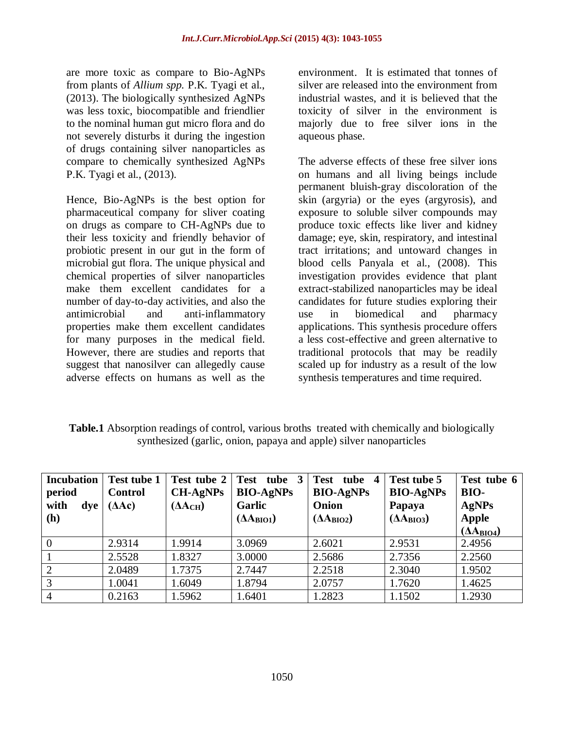are more toxic as compare to Bio-AgNPs from plants of *Allium spp.* P.K. Tyagi et al., (2013). The biologically synthesized AgNPs was less toxic, biocompatible and friendlier to the nominal human gut micro flora and do not severely disturbs it during the ingestion of drugs containing silver nanoparticles as compare to chemically synthesized AgNPs P.K. Tyagi et al., (2013).

Hence, Bio-AgNPs is the best option for pharmaceutical company for sliver coating on drugs as compare to CH-AgNPs due to their less toxicity and friendly behavior of probiotic present in our gut in the form of microbial gut flora. The unique physical and chemical properties of silver nanoparticles make them excellent candidates for a number of day-to-day activities, and also the antimicrobial and anti-inflammatory properties make them excellent candidates for many purposes in the medical field. However, there are studies and reports that suggest that nanosilver can allegedly cause adverse effects on humans as well as the environment. It is estimated that tonnes of silver are released into the environment from industrial wastes, and it is believed that the toxicity of silver in the environment is majorly due to free silver ions in the aqueous phase.

The adverse effects of these free silver ions on humans and all living beings include permanent bluish-gray discoloration of the skin (argyria) or the eyes (argyrosis), and exposure to soluble silver compounds may produce toxic effects like liver and kidney damage; eye, skin, respiratory, and intestinal tract irritations; and untoward changes in blood cells Panyala et al., (2008). This investigation provides evidence that plant extract-stabilized nanoparticles may be ideal candidates for future studies exploring their use in biomedical and pharmacy applications. This synthesis procedure offers a less cost-effective and green alternative to traditional protocols that may be readily scaled up for industry as a result of the low synthesis temperatures and time required.

**Table.1** Absorption readings of control, various broths treated with chemically and biologically synthesized (garlic, onion, papaya and apple) silver nanoparticles

| **Incubation period with dye (h)** | **Test tube 1 Control ($\Delta A_c$)** | **Test tube 2 CH-AgNPs ($\Delta A_{CH}$)** | **Test tube 3 BIO-AgNPs Garlic ($\Delta A_{BIO1}$)** | **Test tube 4 BIO-AgNPs Onion ($\Delta A_{BIO2}$)** | **Test tube 5 BIO-AgNPs Papaya ($\Delta A_{BIO3}$)** | **Test tube 6 BIO-AgNPs Apple ($\Delta A_{BIO4}$)** |
|---|---|---|---|---|---|---|
| 0 | 2.9314 | 1.9914 | 3.0969 | 2.6021 | 2.9531 | 2.4956 |
| 1 | 2.5528 | 1.8327 | 3.0000 | 2.5686 | 2.7356 | 2.2560 |
| 2 | 2.0489 | 1.7375 | 2.7447 | 2.2518 | 2.3040 | 1.9502 |
| 3 | 1.0041 | 1.6049 | 1.8794 | 2.0757 | 1.7620 | 1.4625 |
| 4 | 0.2163 | 1.5962 | 1.6401 | 1.2823 | 1.1502 | 1.2930 |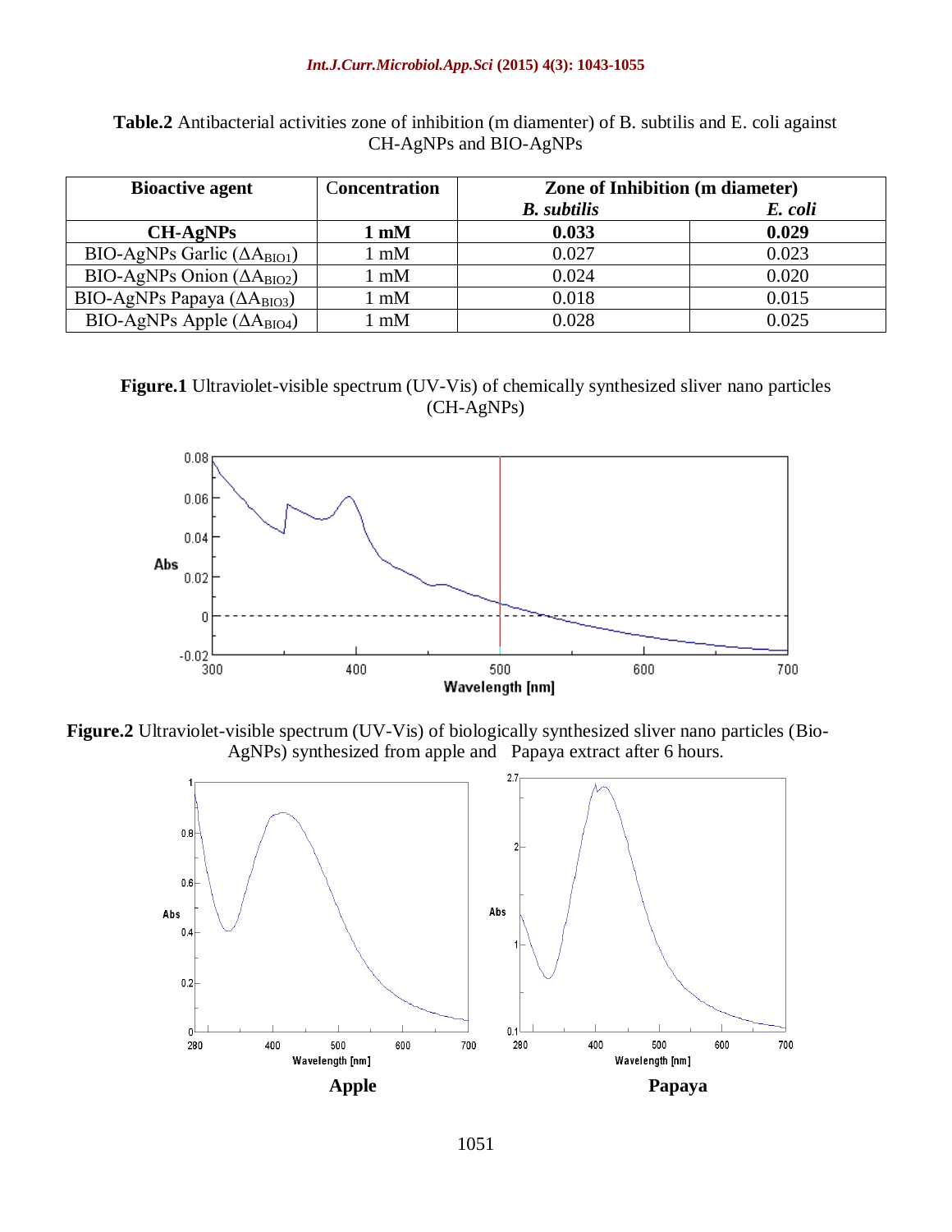**Table.2** Antibacterial activities zone of inhibition (m diamenter) of B. subtilis and E. coli against CH-AgNPs and BIO-AgNPs

| Bioactive agent | Concentration | Zone of Inhibition (m diameter) | |
|---|---|---|---|
| | | *B. subtilis* | *E. coli* |
| **CH-AgNPs** | **1 mM** | **0.033** | **0.029** |
| BIO-AgNPs Garlic ($\Delta A_{BIO1}$) | 1 mM | 0.027 | 0.023 |
| BIO-AgNPs Onion ($\Delta A_{BIO2}$) | 1 mM | 0.024 | 0.020 |
| BIO-AgNPs Papaya ($\Delta A_{BIO3}$) | 1 mM | 0.018 | 0.015 |
| BIO-AgNPs Apple ($\Delta A_{BIO4}$) | 1 mM | 0.028 | 0.025 |

**Figure.1** Ultraviolet-visible spectrum (UV-Vis) of chemically synthesized sliver nano particles (CH-AgNPs)

**Figure.2** Ultraviolet-visible spectrum (UV-Vis) of biologically synthesized sliver nano particles (Bio-AgNPs) synthesized from apple and Papaya extract after 6 hours.

**Apple** **Papaya**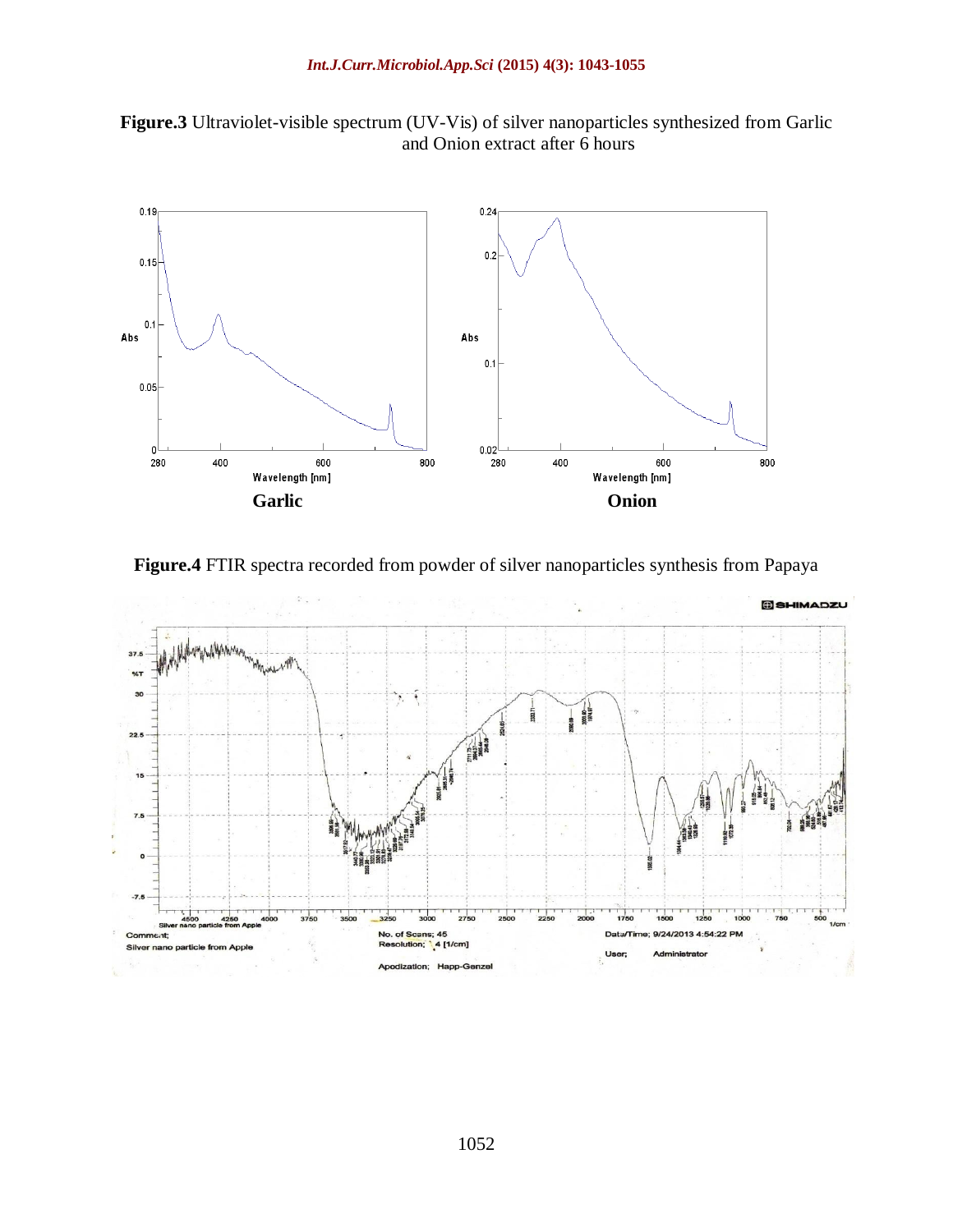**Figure.3** Ultraviolet-visible spectrum (UV-Vis) of silver nanoparticles synthesized from Garlic and Onion extract after 6 hours

**Figure.4** FTIR spectra recorded from powder of silver nanoparticles synthesis from Papaya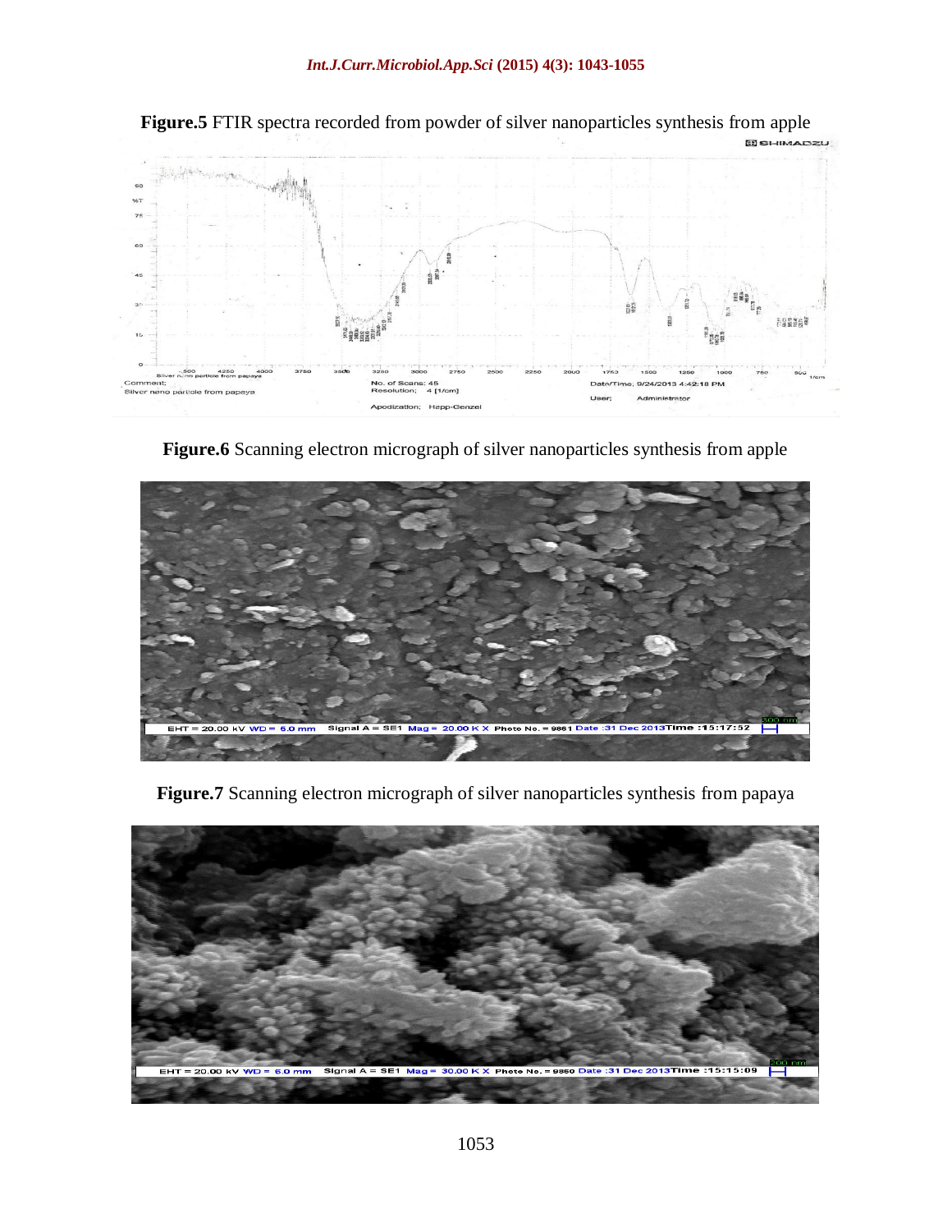**Figure.5** FTIR spectra recorded from powder of silver nanoparticles synthesis from apple

**Figure.6** Scanning electron micrograph of silver nanoparticles synthesis from apple

**Figure.7** Scanning electron micrograph of silver nanoparticles synthesis from papaya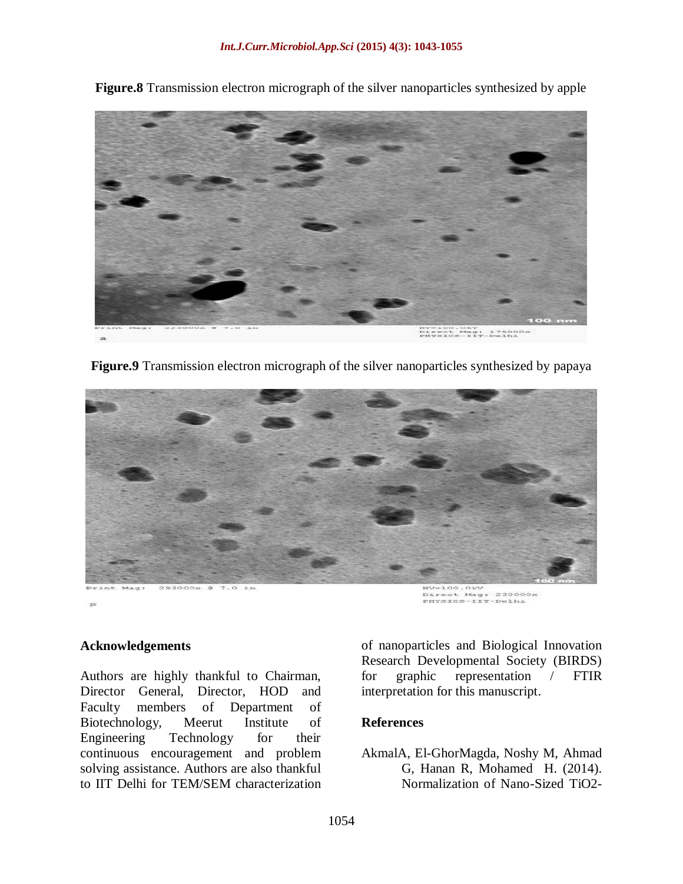**Figure.8** Transmission electron micrograph of the silver nanoparticles synthesized by apple

**Figure.9** Transmission electron micrograph of the silver nanoparticles synthesized by papaya

### Acknowledgements

Authors are highly thankful to Chairman, Director General, Director, HOD and Faculty members of Department of Biotechnology, Meerut Institute of Engineering Technology for their continuous encouragement and problem solving assistance. Authors are also thankful to IIT Delhi for TEM/SEM characterization of nanoparticles and Biological Innovation Research Developmental Society (BIRDS) for graphic representation / FTIR interpretation for this manuscript.

### References

AkmalA, El-GhorMagda, Noshy M, Ahmad G, Hanan R, Mohamed H. (2014). Normalization of Nano-Sized TiO2-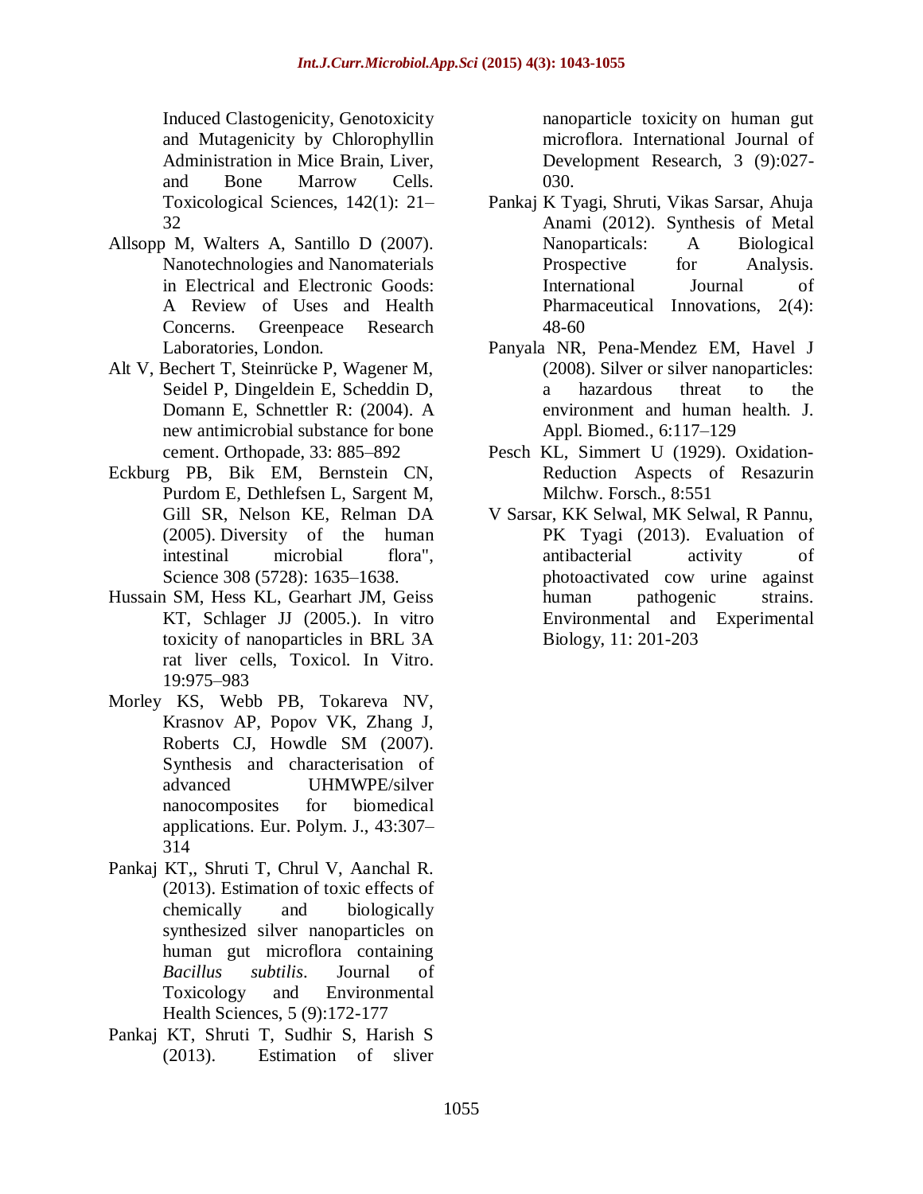Induced Clastogenicity, Genotoxicity and Mutagenicity by Chlorophyllin Administration in Mice Brain, Liver, and Bone Marrow Cells. Toxicological Sciences, 142(1): 21–32

Allsopp M, Walters A, Santillo D (2007). Nanotechnologies and Nanomaterials in Electrical and Electronic Goods: A Review of Uses and Health Concerns. Greenpeace Research Laboratories, London.

Alt V, Bechert T, Steinrücke P, Wagener M, Seidel P, Dingeldein E, Scheddin D, Domann E, Schnettler R: (2004). A new antimicrobial substance for bone cement. Orthopade, 33: 885–892

Eckburg PB, Bik EM, Bernstein CN, Purdom E, Dethlefsen L, Sargent M, Gill SR, Nelson KE, Relman DA (2005). Diversity of the human intestinal microbial flora", Science 308 (5728): 1635–1638.

Hussain SM, Hess KL, Gearhart JM, Geiss KT, Schlager JJ (2005.). In vitro toxicity of nanoparticles in BRL 3A rat liver cells, Toxicol. In Vitro. 19:975–983

Morley KS, Webb PB, Tokareva NV, Krasnov AP, Popov VK, Zhang J, Roberts CJ, Howdle SM (2007). Synthesis and characterisation of advanced UHMWPE/silver nanocomposites for biomedical applications. Eur. Polym. J., 43:307–314

Pankaj KT,, Shruti T, Chrul V, Aanchal R. (2013). Estimation of toxic effects of chemically and biologically synthesized silver nanoparticles on human gut microflora containing *Bacillus subtilis*. Journal of Toxicology and Environmental Health Sciences, 5 (9):172-177

Pankaj KT, Shruti T, Sudhir S, Harish S (2013). Estimation of sliver nanoparticle toxicity on human gut microflora. International Journal of Development Research, 3 (9):027-030.

Pankaj K Tyagi, Shruti, Vikas Sarsar, Ahuja Anami (2012). Synthesis of Metal Nanoparticals: A Biological Prospective for Analysis. International Journal of Pharmaceutical Innovations, 2(4): 48-60

Panyala NR, Pena-Mendez EM, Havel J (2008). Silver or silver nanoparticles: a hazardous threat to the environment and human health. J. Appl. Biomed., 6:117–129

Pesch KL, Simmert U (1929). Oxidation-Reduction Aspects of Resazurin Milchw. Forsch., 8:551

V Sarsar, KK Selwal, MK Selwal, R Pannu, PK Tyagi (2013). Evaluation of antibacterial activity of photoactivated cow urine against human pathogenic strains. Environmental and Experimental Biology, 11: 201-203